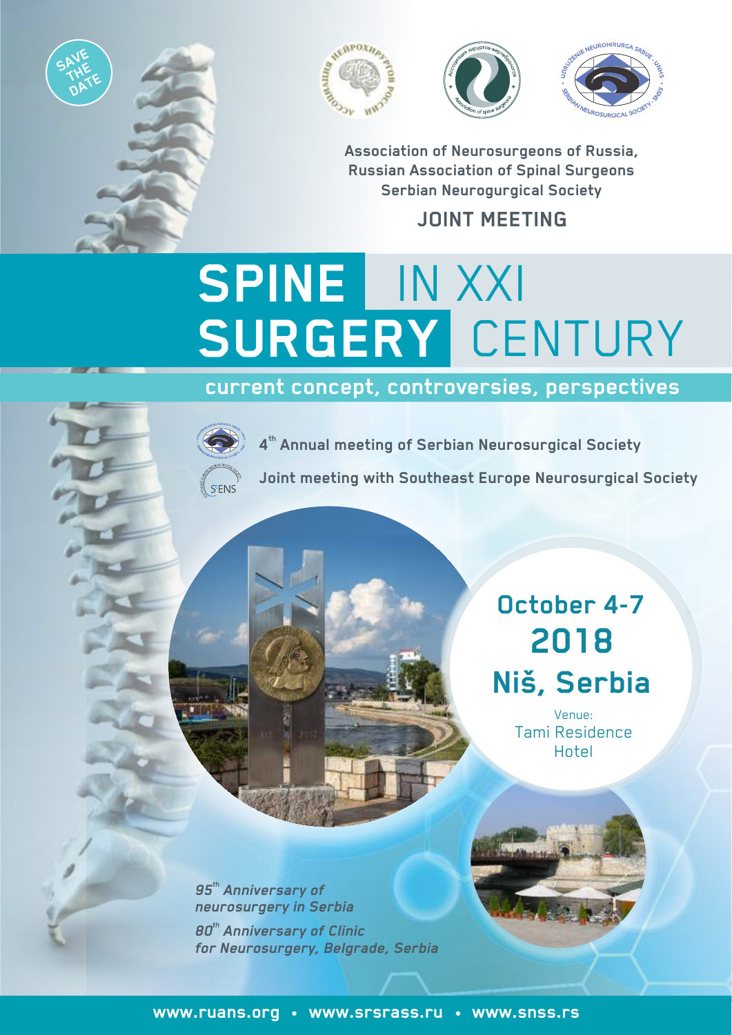SAVE THE DATE

Association of Neurosurgeons of Russia,
Russian Association of Spinal Surgeons
Serbian Neurogurgical Society

**JOINT MEETING**

# SPINE SURGERY IN XXI CENTURY

## current concept, controversies, perspectives

**4th Annual meeting of Serbian Neurosurgical Society**

**Joint meeting with Southeast Europe Neurosurgical Society**

**October 4-7**
**2018**
**Niš, Serbia**

Venue:
Tami Residence Hotel

***95th Anniversary of neurosurgery in Serbia***

***80th Anniversary of Clinic for Neurosurgery, Belgrade, Serbia***

**www.ruans.org • www.srsrass.ru • www.snss.rs**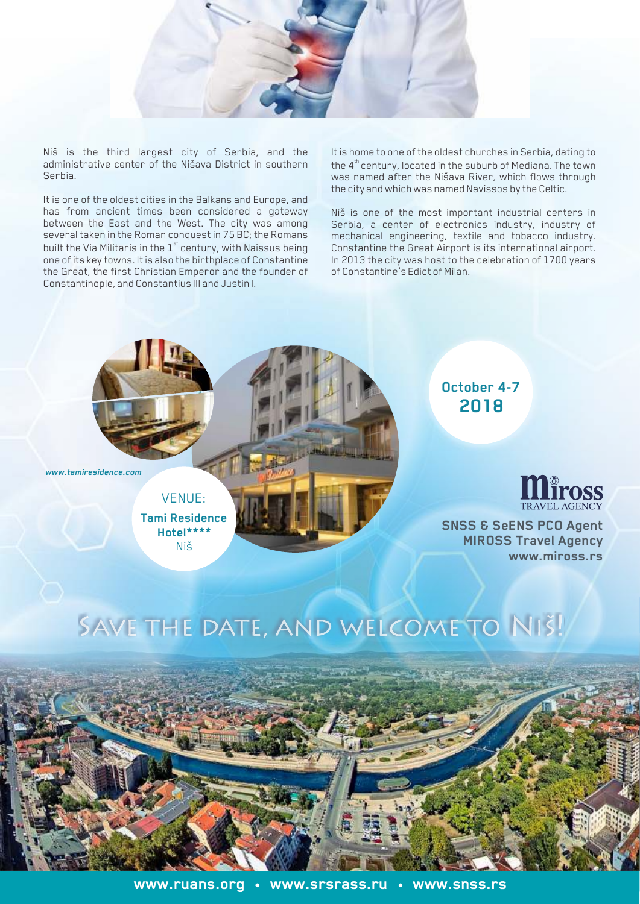Niš is the third largest city of Serbia, and the administrative center of the Nišava District in southern Serbia.

It is one of the oldest cities in the Balkans and Europe, and has from ancient times been considered a gateway between the East and the West. The city was among several taken in the Roman conquest in 75 BC; the Romans built the Via Militaris in the 1[st] century, with Naissus being one of its key towns. It is also the birthplace of Constantine the Great, the first Christian Emperor and the founder of Constantinople, and Constantius III and Justin I.

It is home to one of the oldest churches in Serbia, dating to the 4[th] century, located in the suburb of Mediana. The town was named after the Nišava River, which flows through the city and which was named Navissos by the Celtic.

Niš is one of the most important industrial centers in Serbia, a center of electronics industry, industry of mechanical engineering, textile and tobacco industry. Constantine the Great Airport is its international airport. In 2013 the city was host to the celebration of 1700 years of Constantine's Edict of Milan.

*www.tamiresidence.com*

VENUE:
**Tami Residence Hotel****** 
Niš

**October 4-7**
**2018**

**SNSS & SeENS PCO Agent**
**MIROSS Travel Agency**
**www.miross.rs**

# Save the date, and welcome to Niš!

**www.ruans.org • www.srsrass.ru • www.snss.rs**